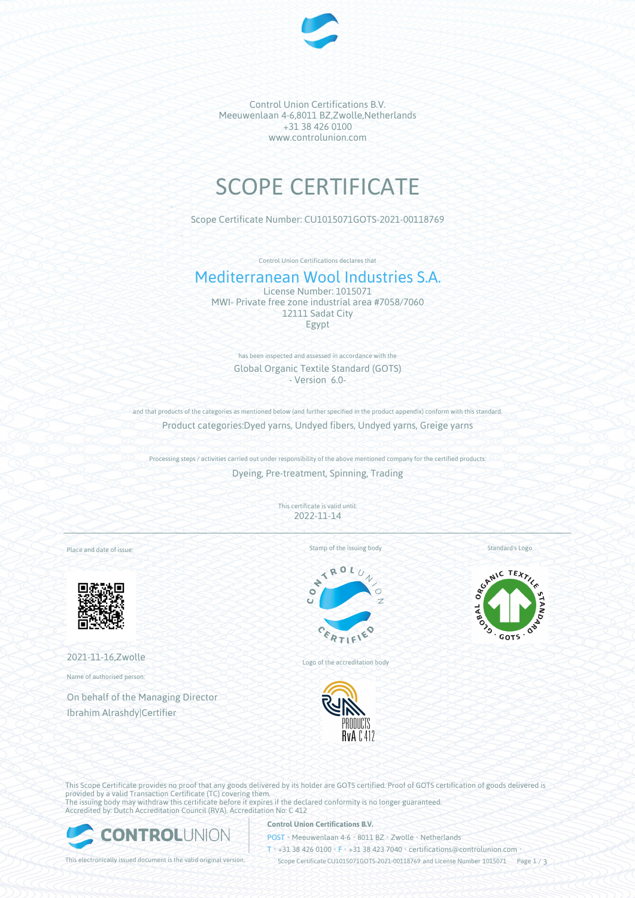Control Union Certifications B.V.
Meeuwenlaan 4-6,8011 BZ,Zwolle,Netherlands
+31 38 426 0100
www.controlunion.com

# SCOPE CERTIFICATE

Scope Certificate Number: CU1015071GOTS-2021-00118769

Control Union Certifications declares that

## Mediterranean Wool Industries S.A.

License Number: 1015071
MWI- Private free zone industrial area #7058/7060
12111 Sadat City
Egypt

has been inspected and assessed in accordance with the

Global Organic Textile Standard (GOTS)
- Version 6.0-

and that products of the categories as mentioned below (and further specified in the product appendix) conform with this standard.

Product categories:Dyed yarns, Undyed fibers, Undyed yarns, Greige yarns

Processing steps / activities carried out under responsibility of the above mentioned company for the certified products:

Dyeing, Pre-treatment, Spinning, Trading

This certificate is valid until:
2022-11-14

Place and date of issue:

2021-11-16,Zwolle

Name of authorised person:

On behalf of the Managing Director
Ibrahim Alrashdy|Certifier

Stamp of the issuing body

Logo of the accreditation body

Standard's Logo

This Scope Certificate provides no proof that any goods delivered by its holder are GOTS certified. Proof of GOTS certification of goods delivered is provided by a valid Transaction Certificate (TC) covering them.
The issuing body may withdraw this certificate before it expires if the declared conformity is no longer guaranteed.
Accredited by: Dutch Accreditation Council (RVA), Accreditation No: C 412

This electronically issued document is the valid original version.

**Control Union Certifications B.V.**
POST • Meeuwenlaan 4-6 • 8011 BZ • Zwolle • Netherlands
T • +31 38 426 0100 • F • +31 38 423 7040 • certifications@controlunion.com •
Scope Certificate CU1015071GOTS-2021-00118769 and License Number 1015071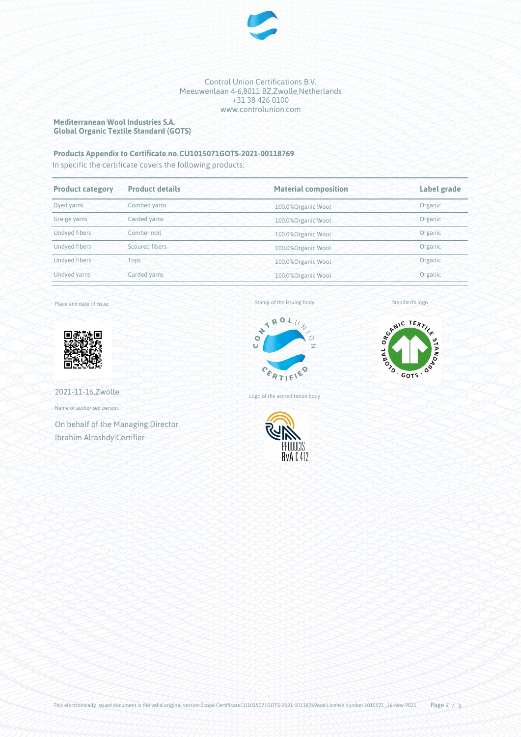Control Union Certifications B.V.
Meeuwenlaan 4-6,8011 BZ,Zwolle,Netherlands
+31 38 426 0100
www.controlunion.com

**Mediterranean Wool Industries S.A.**
**Global Organic Textile Standard (GOTS)**

**Products Appendix to Certificate no.CU1015071GOTS-2021-00118769**

In specific the certificate covers the following products:

| Product category | Product details | Material composition | Label grade |
|---|---|---|---|
| Dyed yarns | Combed yarns | 100.0%Organic Wool | Organic |
| Greige yarns | Carded yarns | 100.0%Organic Wool | Organic |
| Undyed fibers | Comber noil | 100.0%Organic Wool | Organic |
| Undyed fibers | Scoured fibers | 100.0%Organic Wool | Organic |
| Undyed fibers | Tops | 100.0%Organic Wool | Organic |
| Undyed yarns | Carded yarns | 100.0%Organic Wool | Organic |

Place and date of issue:

2021-11-16,Zwolle

Name of authorised person:

On behalf of the Managing Director
Ibrahim Alrashdy|Certifier

Stamp of the issuing body

Logo of the accreditation body

Standard's logo

This electronically issued document is the valid original version.Scope CertificateCU1015071GOTS-2021-00118769and License number 1015071,16-Nov-2021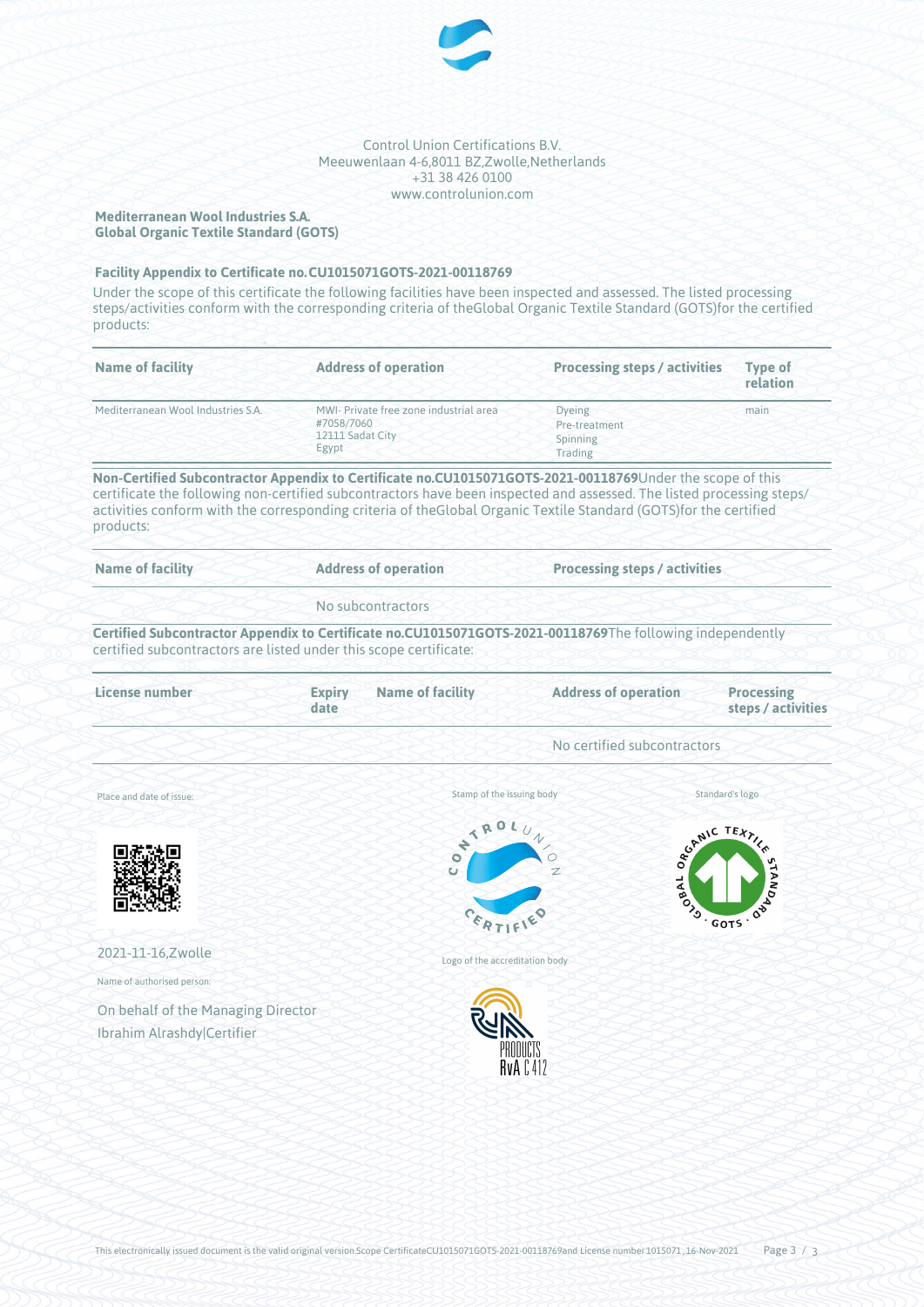Control Union Certifications B.V.
Meeuwenlaan 4-6,8011 BZ,Zwolle,Netherlands
+31 38 426 0100
www.controlunion.com

**Mediterranean Wool Industries S.A.**
**Global Organic Textile Standard (GOTS)**

**Facility Appendix to Certificate no. CU1015071GOTS-2021-00118769**

Under the scope of this certificate the following facilities have been inspected and assessed. The listed processing steps/activities conform with the corresponding criteria of theGlobal Organic Textile Standard (GOTS)for the certified products:

| Name of facility | Address of operation | Processing steps / activities | Type of relation |
|---|---|---|---|
| Mediterranean Wool Industries S.A. | MWI- Private free zone industrial area #7058/7060 12111 Sadat City Egypt | Dyeing Pre-treatment Spinning Trading | main |

**Non-Certified Subcontractor Appendix to Certificate no.CU1015071GOTS-2021-00118769**Under the scope of this certificate the following non-certified subcontractors have been inspected and assessed. The listed processing steps/activities conform with the corresponding criteria of theGlobal Organic Textile Standard (GOTS)for the certified products:

| Name of facility | Address of operation | Processing steps / activities |
|---|---|---|
| | No subcontractors | |

**Certified Subcontractor Appendix to Certificate no.CU1015071GOTS-2021-00118769**The following independently certified subcontractors are listed under this scope certificate:

| License number | Expiry date | Name of facility | Address of operation | Processing steps / activities |
|---|---|---|---|---|
| | | | No certified subcontractors | |

Place and date of issue:

2021-11-16,Zwolle

Name of authorised person:

On behalf of the Managing Director
Ibrahim Alrashdy|Certifier

Stamp of the issuing body

Standard's logo

Logo of the accreditation body

This electronically issued document is the valid original version.Scope CertificateCU1015071GOTS-2021-00118769and License number 1015071,16-Nov-2021